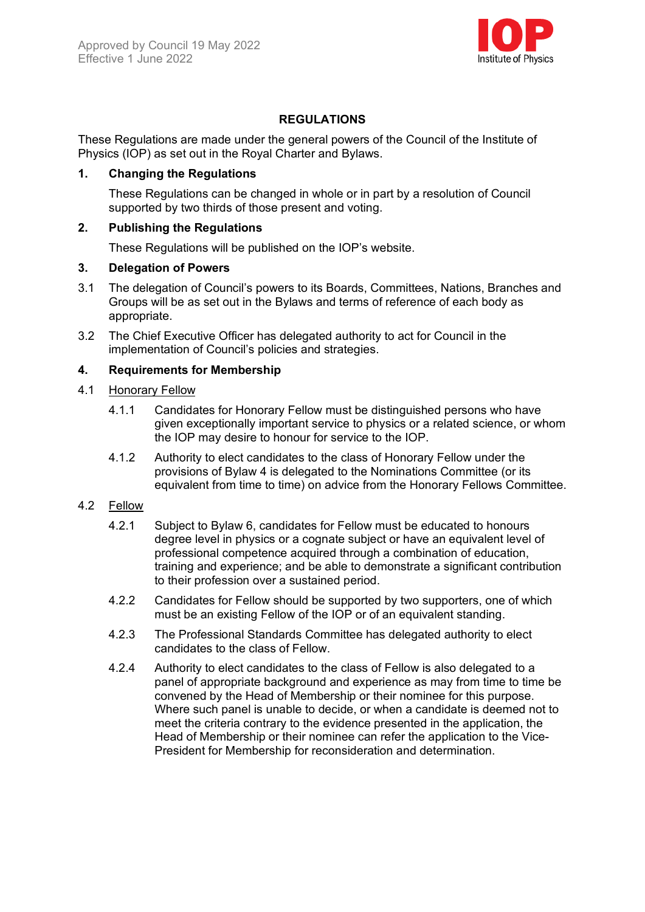Approved by Council 19 May 2022
Effective 1 June 2022

# REGULATIONS

These Regulations are made under the general powers of the Council of the Institute of Physics (IOP) as set out in the Royal Charter and Bylaws.

## 1. Changing the Regulations

These Regulations can be changed in whole or in part by a resolution of Council supported by two thirds of those present and voting.

## 2. Publishing the Regulations

These Regulations will be published on the IOP's website.

## 3. Delegation of Powers

3.1 The delegation of Council's powers to its Boards, Committees, Nations, Branches and Groups will be as set out in the Bylaws and terms of reference of each body as appropriate.

3.2 The Chief Executive Officer has delegated authority to act for Council in the implementation of Council's policies and strategies.

## 4. Requirements for Membership

4.1 Honorary Fellow

4.1.1 Candidates for Honorary Fellow must be distinguished persons who have given exceptionally important service to physics or a related science, or whom the IOP may desire to honour for service to the IOP.

4.1.2 Authority to elect candidates to the class of Honorary Fellow under the provisions of Bylaw 4 is delegated to the Nominations Committee (or its equivalent from time to time) on advice from the Honorary Fellows Committee.

4.2 Fellow

4.2.1 Subject to Bylaw 6, candidates for Fellow must be educated to honours degree level in physics or a cognate subject or have an equivalent level of professional competence acquired through a combination of education, training and experience; and be able to demonstrate a significant contribution to their profession over a sustained period.

4.2.2 Candidates for Fellow should be supported by two supporters, one of which must be an existing Fellow of the IOP or of an equivalent standing.

4.2.3 The Professional Standards Committee has delegated authority to elect candidates to the class of Fellow.

4.2.4 Authority to elect candidates to the class of Fellow is also delegated to a panel of appropriate background and experience as may from time to time be convened by the Head of Membership or their nominee for this purpose. Where such panel is unable to decide, or when a candidate is deemed not to meet the criteria contrary to the evidence presented in the application, the Head of Membership or their nominee can refer the application to the Vice-President for Membership for reconsideration and determination.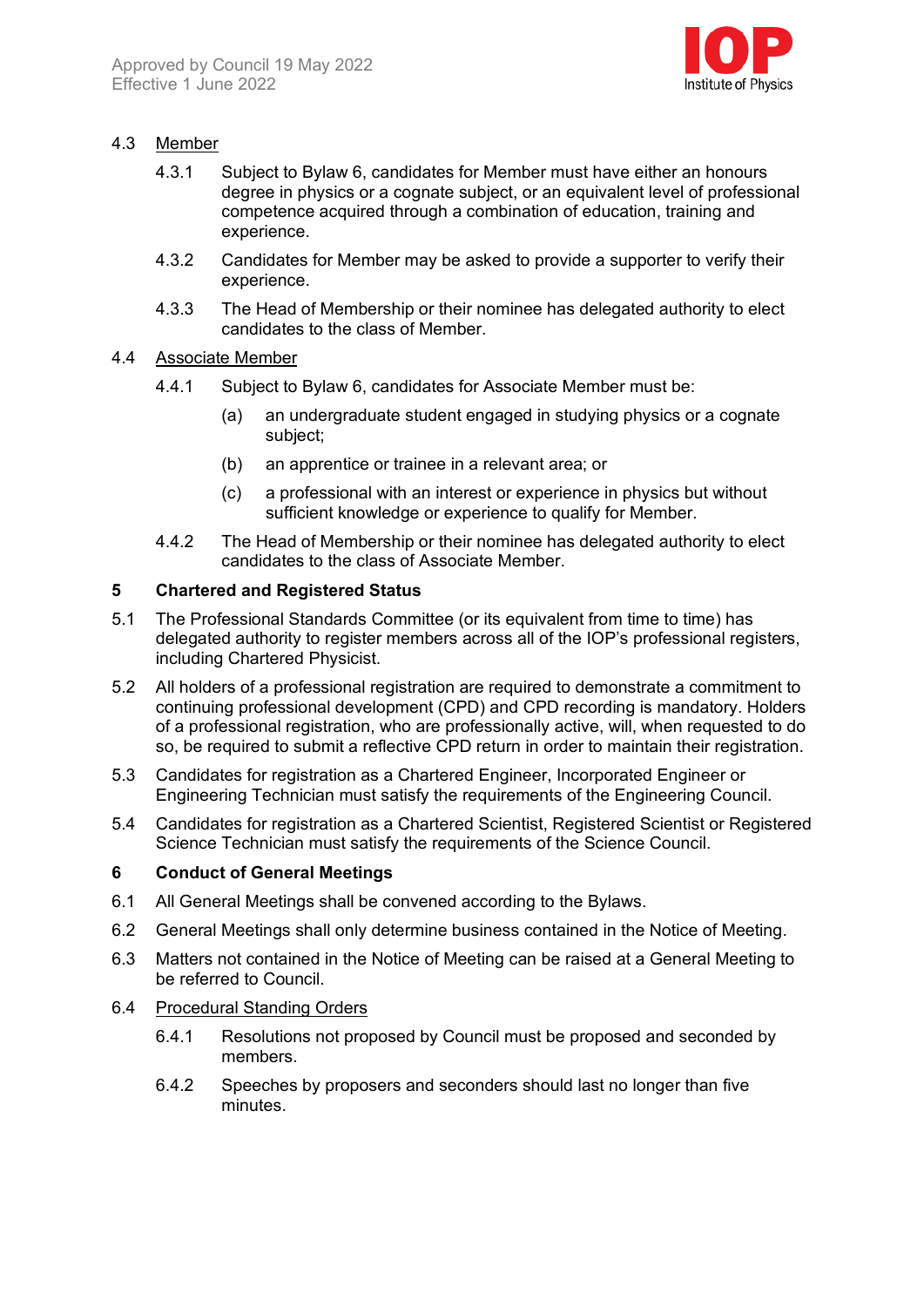### 4.3 Member

4.3.1 Subject to Bylaw 6, candidates for Member must have either an honours degree in physics or a cognate subject, or an equivalent level of professional competence acquired through a combination of education, training and experience.

4.3.2 Candidates for Member may be asked to provide a supporter to verify their experience.

4.3.3 The Head of Membership or their nominee has delegated authority to elect candidates to the class of Member.

### 4.4 Associate Member

4.4.1 Subject to Bylaw 6, candidates for Associate Member must be:

(a) an undergraduate student engaged in studying physics or a cognate subject;

(b) an apprentice or trainee in a relevant area; or

(c) a professional with an interest or experience in physics but without sufficient knowledge or experience to qualify for Member.

4.4.2 The Head of Membership or their nominee has delegated authority to elect candidates to the class of Associate Member.

## 5 Chartered and Registered Status

5.1 The Professional Standards Committee (or its equivalent from time to time) has delegated authority to register members across all of the IOP's professional registers, including Chartered Physicist.

5.2 All holders of a professional registration are required to demonstrate a commitment to continuing professional development (CPD) and CPD recording is mandatory. Holders of a professional registration, who are professionally active, will, when requested to do so, be required to submit a reflective CPD return in order to maintain their registration.

5.3 Candidates for registration as a Chartered Engineer, Incorporated Engineer or Engineering Technician must satisfy the requirements of the Engineering Council.

5.4 Candidates for registration as a Chartered Scientist, Registered Scientist or Registered Science Technician must satisfy the requirements of the Science Council.

## 6 Conduct of General Meetings

6.1 All General Meetings shall be convened according to the Bylaws.

6.2 General Meetings shall only determine business contained in the Notice of Meeting.

6.3 Matters not contained in the Notice of Meeting can be raised at a General Meeting to be referred to Council.

### 6.4 Procedural Standing Orders

6.4.1 Resolutions not proposed by Council must be proposed and seconded by members.

6.4.2 Speeches by proposers and seconders should last no longer than five minutes.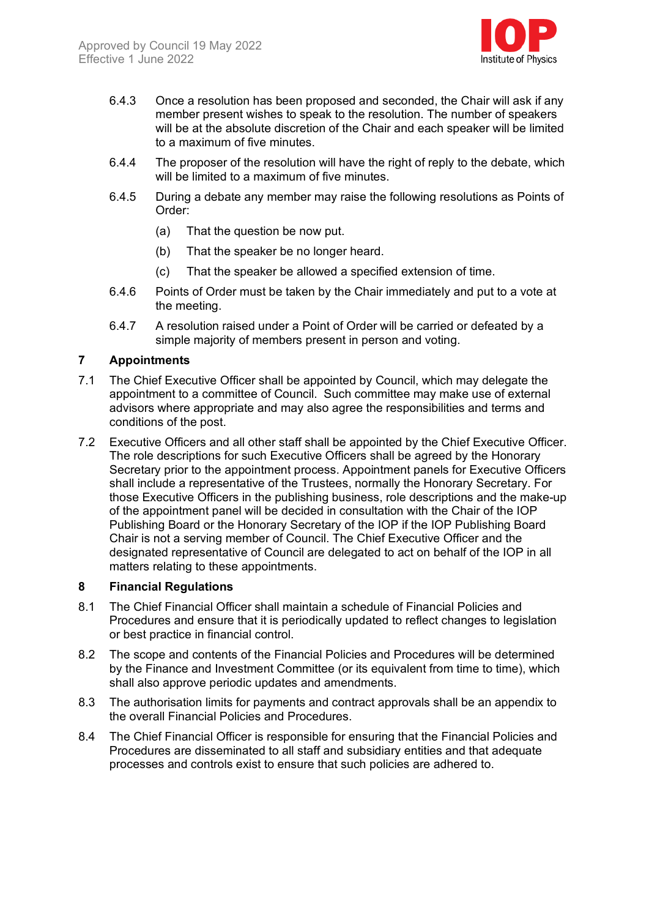6.4.3 Once a resolution has been proposed and seconded, the Chair will ask if any member present wishes to speak to the resolution. The number of speakers will be at the absolute discretion of the Chair and each speaker will be limited to a maximum of five minutes.

6.4.4 The proposer of the resolution will have the right of reply to the debate, which will be limited to a maximum of five minutes.

6.4.5 During a debate any member may raise the following resolutions as Points of Order:

(a) That the question be now put.

(b) That the speaker be no longer heard.

(c) That the speaker be allowed a specified extension of time.

6.4.6 Points of Order must be taken by the Chair immediately and put to a vote at the meeting.

6.4.7 A resolution raised under a Point of Order will be carried or defeated by a simple majority of members present in person and voting.

## 7 Appointments

7.1 The Chief Executive Officer shall be appointed by Council, which may delegate the appointment to a committee of Council. Such committee may make use of external advisors where appropriate and may also agree the responsibilities and terms and conditions of the post.

7.2 Executive Officers and all other staff shall be appointed by the Chief Executive Officer. The role descriptions for such Executive Officers shall be agreed by the Honorary Secretary prior to the appointment process. Appointment panels for Executive Officers shall include a representative of the Trustees, normally the Honorary Secretary. For those Executive Officers in the publishing business, role descriptions and the make-up of the appointment panel will be decided in consultation with the Chair of the IOP Publishing Board or the Honorary Secretary of the IOP if the IOP Publishing Board Chair is not a serving member of Council. The Chief Executive Officer and the designated representative of Council are delegated to act on behalf of the IOP in all matters relating to these appointments.

## 8 Financial Regulations

8.1 The Chief Financial Officer shall maintain a schedule of Financial Policies and Procedures and ensure that it is periodically updated to reflect changes to legislation or best practice in financial control.

8.2 The scope and contents of the Financial Policies and Procedures will be determined by the Finance and Investment Committee (or its equivalent from time to time), which shall also approve periodic updates and amendments.

8.3 The authorisation limits for payments and contract approvals shall be an appendix to the overall Financial Policies and Procedures.

8.4 The Chief Financial Officer is responsible for ensuring that the Financial Policies and Procedures are disseminated to all staff and subsidiary entities and that adequate processes and controls exist to ensure that such policies are adhered to.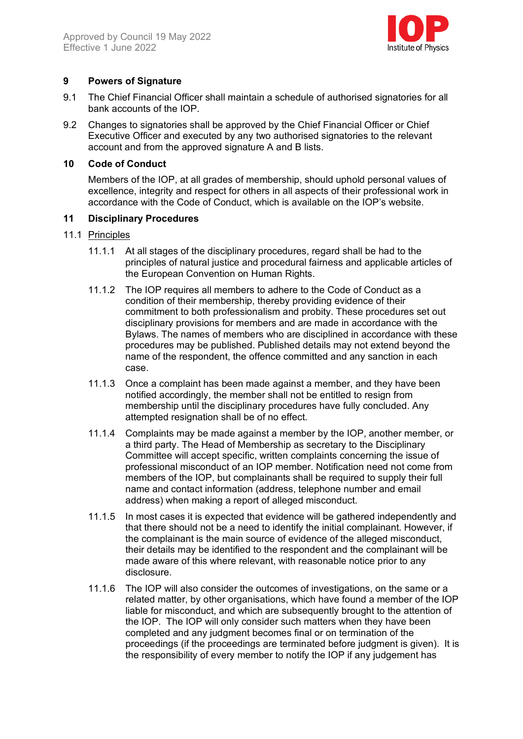## 9 Powers of Signature

9.1 The Chief Financial Officer shall maintain a schedule of authorised signatories for all bank accounts of the IOP.

9.2 Changes to signatories shall be approved by the Chief Financial Officer or Chief Executive Officer and executed by any two authorised signatories to the relevant account and from the approved signature A and B lists.

## 10 Code of Conduct

Members of the IOP, at all grades of membership, should uphold personal values of excellence, integrity and respect for others in all aspects of their professional work in accordance with the Code of Conduct, which is available on the IOP's website.

## 11 Disciplinary Procedures

11.1 Principles

11.1.1 At all stages of the disciplinary procedures, regard shall be had to the principles of natural justice and procedural fairness and applicable articles of the European Convention on Human Rights.

11.1.2 The IOP requires all members to adhere to the Code of Conduct as a condition of their membership, thereby providing evidence of their commitment to both professionalism and probity. These procedures set out disciplinary provisions for members and are made in accordance with the Bylaws. The names of members who are disciplined in accordance with these procedures may be published. Published details may not extend beyond the name of the respondent, the offence committed and any sanction in each case.

11.1.3 Once a complaint has been made against a member, and they have been notified accordingly, the member shall not be entitled to resign from membership until the disciplinary procedures have fully concluded. Any attempted resignation shall be of no effect.

11.1.4 Complaints may be made against a member by the IOP, another member, or a third party. The Head of Membership as secretary to the Disciplinary Committee will accept specific, written complaints concerning the issue of professional misconduct of an IOP member. Notification need not come from members of the IOP, but complainants shall be required to supply their full name and contact information (address, telephone number and email address) when making a report of alleged misconduct.

11.1.5 In most cases it is expected that evidence will be gathered independently and that there should not be a need to identify the initial complainant. However, if the complainant is the main source of evidence of the alleged misconduct, their details may be identified to the respondent and the complainant will be made aware of this where relevant, with reasonable notice prior to any disclosure.

11.1.6 The IOP will also consider the outcomes of investigations, on the same or a related matter, by other organisations, which have found a member of the IOP liable for misconduct, and which are subsequently brought to the attention of the IOP. The IOP will only consider such matters when they have been completed and any judgment becomes final or on termination of the proceedings (if the proceedings are terminated before judgment is given). It is the responsibility of every member to notify the IOP if any judgement has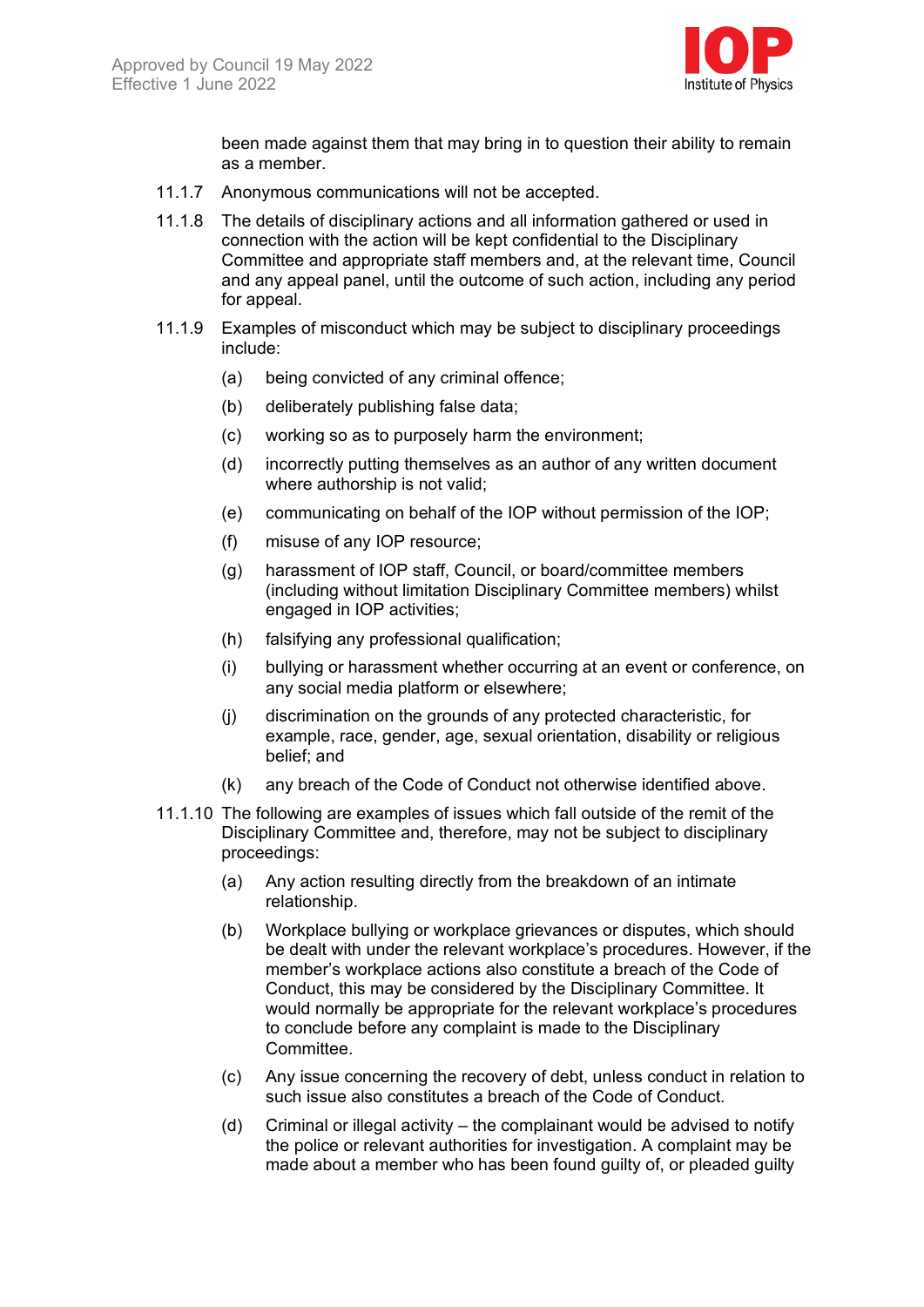been made against them that may bring in to question their ability to remain as a member.

11.1.7 Anonymous communications will not be accepted.

11.1.8 The details of disciplinary actions and all information gathered or used in connection with the action will be kept confidential to the Disciplinary Committee and appropriate staff members and, at the relevant time, Council and any appeal panel, until the outcome of such action, including any period for appeal.

11.1.9 Examples of misconduct which may be subject to disciplinary proceedings include:

- (a) being convicted of any criminal offence;
- (b) deliberately publishing false data;
- (c) working so as to purposely harm the environment;
- (d) incorrectly putting themselves as an author of any written document where authorship is not valid;
- (e) communicating on behalf of the IOP without permission of the IOP;
- (f) misuse of any IOP resource;
- (g) harassment of IOP staff, Council, or board/committee members (including without limitation Disciplinary Committee members) whilst engaged in IOP activities;
- (h) falsifying any professional qualification;
- (i) bullying or harassment whether occurring at an event or conference, on any social media platform or elsewhere;
- (j) discrimination on the grounds of any protected characteristic, for example, race, gender, age, sexual orientation, disability or religious belief; and
- (k) any breach of the Code of Conduct not otherwise identified above.

11.1.10 The following are examples of issues which fall outside of the remit of the Disciplinary Committee and, therefore, may not be subject to disciplinary proceedings:

- (a) Any action resulting directly from the breakdown of an intimate relationship.
- (b) Workplace bullying or workplace grievances or disputes, which should be dealt with under the relevant workplace's procedures. However, if the member's workplace actions also constitute a breach of the Code of Conduct, this may be considered by the Disciplinary Committee. It would normally be appropriate for the relevant workplace's procedures to conclude before any complaint is made to the Disciplinary Committee.
- (c) Any issue concerning the recovery of debt, unless conduct in relation to such issue also constitutes a breach of the Code of Conduct.
- (d) Criminal or illegal activity – the complainant would be advised to notify the police or relevant authorities for investigation. A complaint may be made about a member who has been found guilty of, or pleaded guilty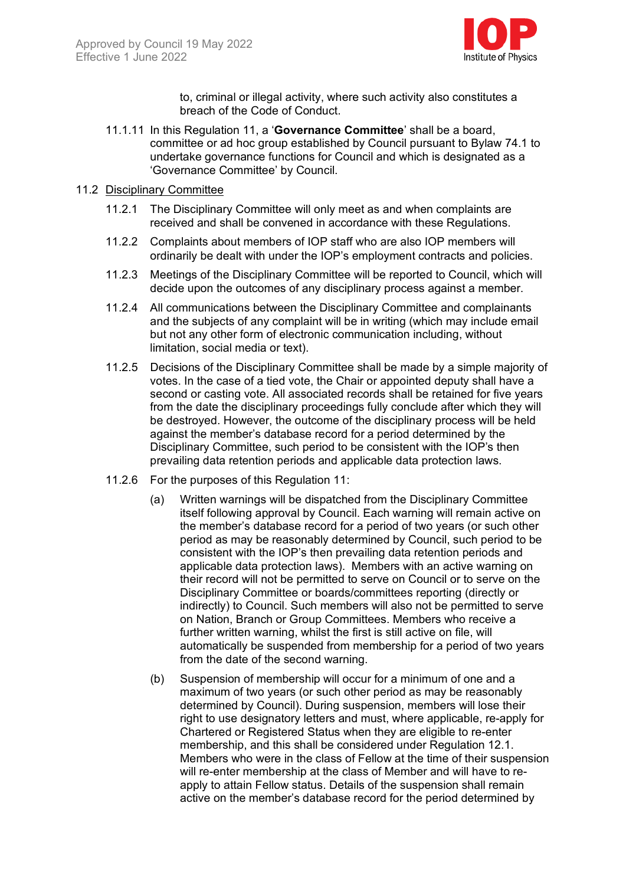to, criminal or illegal activity, where such activity also constitutes a breach of the Code of Conduct.

11.1.11 In this Regulation 11, a '**Governance Committee**' shall be a board, committee or ad hoc group established by Council pursuant to Bylaw 74.1 to undertake governance functions for Council and which is designated as a 'Governance Committee' by Council.

11.2 Disciplinary Committee

11.2.1 The Disciplinary Committee will only meet as and when complaints are received and shall be convened in accordance with these Regulations.

11.2.2 Complaints about members of IOP staff who are also IOP members will ordinarily be dealt with under the IOP's employment contracts and policies.

11.2.3 Meetings of the Disciplinary Committee will be reported to Council, which will decide upon the outcomes of any disciplinary process against a member.

11.2.4 All communications between the Disciplinary Committee and complainants and the subjects of any complaint will be in writing (which may include email but not any other form of electronic communication including, without limitation, social media or text).

11.2.5 Decisions of the Disciplinary Committee shall be made by a simple majority of votes. In the case of a tied vote, the Chair or appointed deputy shall have a second or casting vote. All associated records shall be retained for five years from the date the disciplinary proceedings fully conclude after which they will be destroyed. However, the outcome of the disciplinary process will be held against the member's database record for a period determined by the Disciplinary Committee, such period to be consistent with the IOP's then prevailing data retention periods and applicable data protection laws.

11.2.6 For the purposes of this Regulation 11:

(a) Written warnings will be dispatched from the Disciplinary Committee itself following approval by Council. Each warning will remain active on the member's database record for a period of two years (or such other period as may be reasonably determined by Council, such period to be consistent with the IOP's then prevailing data retention periods and applicable data protection laws). Members with an active warning on their record will not be permitted to serve on Council or to serve on the Disciplinary Committee or boards/committees reporting (directly or indirectly) to Council. Such members will also not be permitted to serve on Nation, Branch or Group Committees. Members who receive a further written warning, whilst the first is still active on file, will automatically be suspended from membership for a period of two years from the date of the second warning.

(b) Suspension of membership will occur for a minimum of one and a maximum of two years (or such other period as may be reasonably determined by Council). During suspension, members will lose their right to use designatory letters and must, where applicable, re-apply for Chartered or Registered Status when they are eligible to re-enter membership, and this shall be considered under Regulation 12.1. Members who were in the class of Fellow at the time of their suspension will re-enter membership at the class of Member and will have to re-apply to attain Fellow status. Details of the suspension shall remain active on the member's database record for the period determined by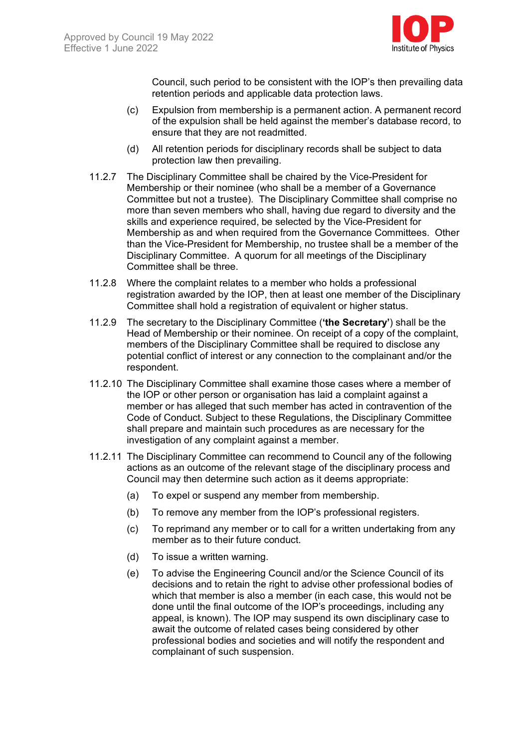Council, such period to be consistent with the IOP's then prevailing data retention periods and applicable data protection laws.

(c) Expulsion from membership is a permanent action. A permanent record of the expulsion shall be held against the member's database record, to ensure that they are not readmitted.

(d) All retention periods for disciplinary records shall be subject to data protection law then prevailing.

11.2.7 The Disciplinary Committee shall be chaired by the Vice-President for Membership or their nominee (who shall be a member of a Governance Committee but not a trustee). The Disciplinary Committee shall comprise no more than seven members who shall, having due regard to diversity and the skills and experience required, be selected by the Vice-President for Membership as and when required from the Governance Committees. Other than the Vice-President for Membership, no trustee shall be a member of the Disciplinary Committee. A quorum for all meetings of the Disciplinary Committee shall be three.

11.2.8 Where the complaint relates to a member who holds a professional registration awarded by the IOP, then at least one member of the Disciplinary Committee shall hold a registration of equivalent or higher status.

11.2.9 The secretary to the Disciplinary Committee (**'the Secretary'**) shall be the Head of Membership or their nominee. On receipt of a copy of the complaint, members of the Disciplinary Committee shall be required to disclose any potential conflict of interest or any connection to the complainant and/or the respondent.

11.2.10 The Disciplinary Committee shall examine those cases where a member of the IOP or other person or organisation has laid a complaint against a member or has alleged that such member has acted in contravention of the Code of Conduct. Subject to these Regulations, the Disciplinary Committee shall prepare and maintain such procedures as are necessary for the investigation of any complaint against a member.

11.2.11 The Disciplinary Committee can recommend to Council any of the following actions as an outcome of the relevant stage of the disciplinary process and Council may then determine such action as it deems appropriate:

(a) To expel or suspend any member from membership.

(b) To remove any member from the IOP's professional registers.

(c) To reprimand any member or to call for a written undertaking from any member as to their future conduct.

(d) To issue a written warning.

(e) To advise the Engineering Council and/or the Science Council of its decisions and to retain the right to advise other professional bodies of which that member is also a member (in each case, this would not be done until the final outcome of the IOP's proceedings, including any appeal, is known). The IOP may suspend its own disciplinary case to await the outcome of related cases being considered by other professional bodies and societies and will notify the respondent and complainant of such suspension.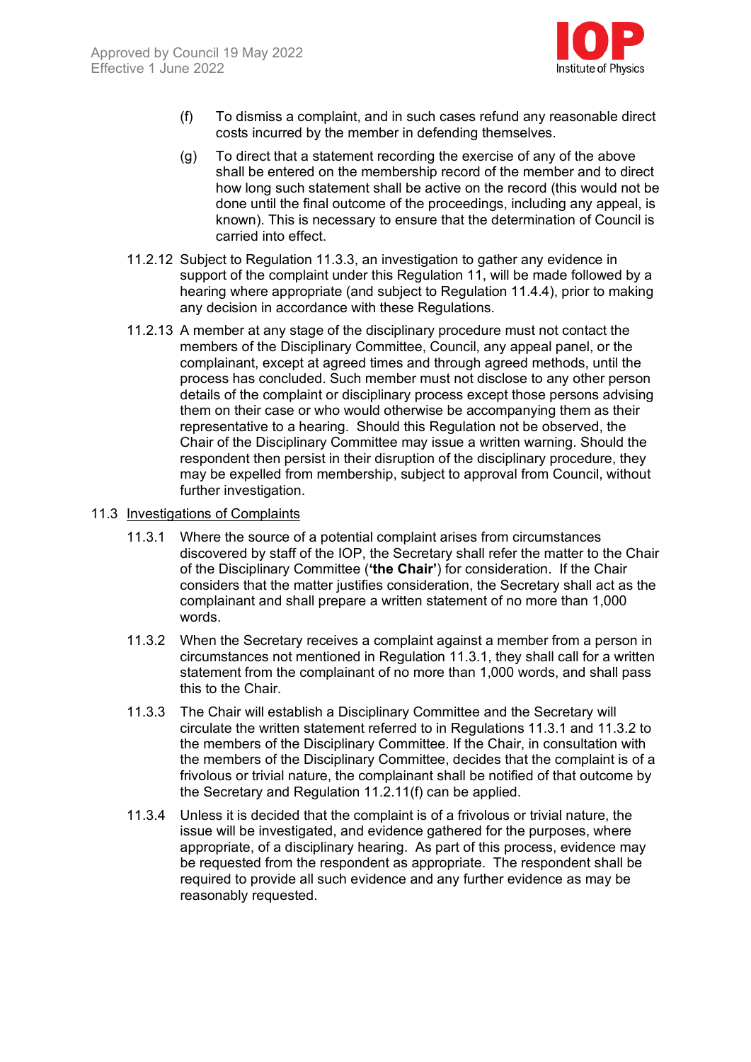(f) To dismiss a complaint, and in such cases refund any reasonable direct costs incurred by the member in defending themselves.

(g) To direct that a statement recording the exercise of any of the above shall be entered on the membership record of the member and to direct how long such statement shall be active on the record (this would not be done until the final outcome of the proceedings, including any appeal, is known). This is necessary to ensure that the determination of Council is carried into effect.

11.2.12 Subject to Regulation 11.3.3, an investigation to gather any evidence in support of the complaint under this Regulation 11, will be made followed by a hearing where appropriate (and subject to Regulation 11.4.4), prior to making any decision in accordance with these Regulations.

11.2.13 A member at any stage of the disciplinary procedure must not contact the members of the Disciplinary Committee, Council, any appeal panel, or the complainant, except at agreed times and through agreed methods, until the process has concluded. Such member must not disclose to any other person details of the complaint or disciplinary process except those persons advising them on their case or who would otherwise be accompanying them as their representative to a hearing. Should this Regulation not be observed, the Chair of the Disciplinary Committee may issue a written warning. Should the respondent then persist in their disruption of the disciplinary procedure, they may be expelled from membership, subject to approval from Council, without further investigation.

## 11.3 Investigations of Complaints

11.3.1 Where the source of a potential complaint arises from circumstances discovered by staff of the IOP, the Secretary shall refer the matter to the Chair of the Disciplinary Committee (**'the Chair'**) for consideration. If the Chair considers that the matter justifies consideration, the Secretary shall act as the complainant and shall prepare a written statement of no more than 1,000 words.

11.3.2 When the Secretary receives a complaint against a member from a person in circumstances not mentioned in Regulation 11.3.1, they shall call for a written statement from the complainant of no more than 1,000 words, and shall pass this to the Chair.

11.3.3 The Chair will establish a Disciplinary Committee and the Secretary will circulate the written statement referred to in Regulations 11.3.1 and 11.3.2 to the members of the Disciplinary Committee. If the Chair, in consultation with the members of the Disciplinary Committee, decides that the complaint is of a frivolous or trivial nature, the complainant shall be notified of that outcome by the Secretary and Regulation 11.2.11(f) can be applied.

11.3.4 Unless it is decided that the complaint is of a frivolous or trivial nature, the issue will be investigated, and evidence gathered for the purposes, where appropriate, of a disciplinary hearing. As part of this process, evidence may be requested from the respondent as appropriate. The respondent shall be required to provide all such evidence and any further evidence as may be reasonably requested.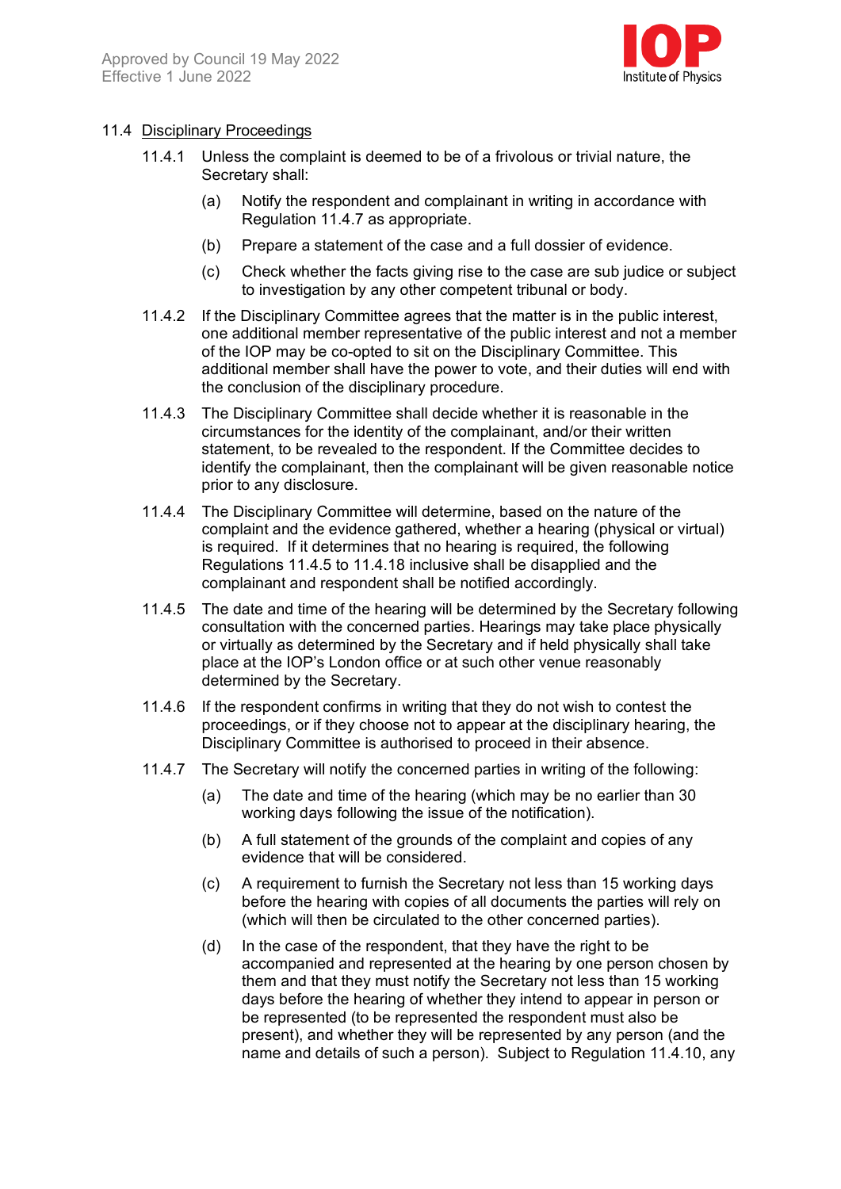11.4 Disciplinary Proceedings

11.4.1 Unless the complaint is deemed to be of a frivolous or trivial nature, the Secretary shall:

(a) Notify the respondent and complainant in writing in accordance with Regulation 11.4.7 as appropriate.

(b) Prepare a statement of the case and a full dossier of evidence.

(c) Check whether the facts giving rise to the case are sub judice or subject to investigation by any other competent tribunal or body.

11.4.2 If the Disciplinary Committee agrees that the matter is in the public interest, one additional member representative of the public interest and not a member of the IOP may be co-opted to sit on the Disciplinary Committee. This additional member shall have the power to vote, and their duties will end with the conclusion of the disciplinary procedure.

11.4.3 The Disciplinary Committee shall decide whether it is reasonable in the circumstances for the identity of the complainant, and/or their written statement, to be revealed to the respondent. If the Committee decides to identify the complainant, then the complainant will be given reasonable notice prior to any disclosure.

11.4.4 The Disciplinary Committee will determine, based on the nature of the complaint and the evidence gathered, whether a hearing (physical or virtual) is required. If it determines that no hearing is required, the following Regulations 11.4.5 to 11.4.18 inclusive shall be disapplied and the complainant and respondent shall be notified accordingly.

11.4.5 The date and time of the hearing will be determined by the Secretary following consultation with the concerned parties. Hearings may take place physically or virtually as determined by the Secretary and if held physically shall take place at the IOP's London office or at such other venue reasonably determined by the Secretary.

11.4.6 If the respondent confirms in writing that they do not wish to contest the proceedings, or if they choose not to appear at the disciplinary hearing, the Disciplinary Committee is authorised to proceed in their absence.

11.4.7 The Secretary will notify the concerned parties in writing of the following:

(a) The date and time of the hearing (which may be no earlier than 30 working days following the issue of the notification).

(b) A full statement of the grounds of the complaint and copies of any evidence that will be considered.

(c) A requirement to furnish the Secretary not less than 15 working days before the hearing with copies of all documents the parties will rely on (which will then be circulated to the other concerned parties).

(d) In the case of the respondent, that they have the right to be accompanied and represented at the hearing by one person chosen by them and that they must notify the Secretary not less than 15 working days before the hearing of whether they intend to appear in person or be represented (to be represented the respondent must also be present), and whether they will be represented by any person (and the name and details of such a person). Subject to Regulation 11.4.10, any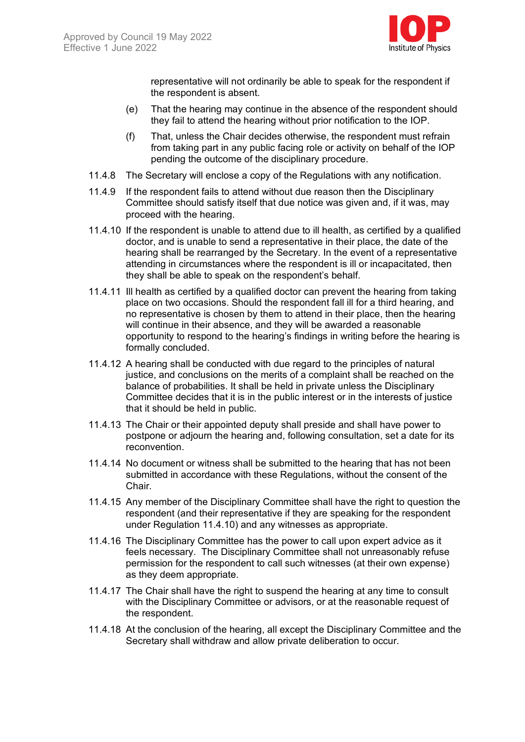representative will not ordinarily be able to speak for the respondent if the respondent is absent.

(e) That the hearing may continue in the absence of the respondent should they fail to attend the hearing without prior notification to the IOP.

(f) That, unless the Chair decides otherwise, the respondent must refrain from taking part in any public facing role or activity on behalf of the IOP pending the outcome of the disciplinary procedure.

11.4.8 The Secretary will enclose a copy of the Regulations with any notification.

11.4.9 If the respondent fails to attend without due reason then the Disciplinary Committee should satisfy itself that due notice was given and, if it was, may proceed with the hearing.

11.4.10 If the respondent is unable to attend due to ill health, as certified by a qualified doctor, and is unable to send a representative in their place, the date of the hearing shall be rearranged by the Secretary. In the event of a representative attending in circumstances where the respondent is ill or incapacitated, then they shall be able to speak on the respondent's behalf.

11.4.11 Ill health as certified by a qualified doctor can prevent the hearing from taking place on two occasions. Should the respondent fall ill for a third hearing, and no representative is chosen by them to attend in their place, then the hearing will continue in their absence, and they will be awarded a reasonable opportunity to respond to the hearing's findings in writing before the hearing is formally concluded.

11.4.12 A hearing shall be conducted with due regard to the principles of natural justice, and conclusions on the merits of a complaint shall be reached on the balance of probabilities. It shall be held in private unless the Disciplinary Committee decides that it is in the public interest or in the interests of justice that it should be held in public.

11.4.13 The Chair or their appointed deputy shall preside and shall have power to postpone or adjourn the hearing and, following consultation, set a date for its reconvention.

11.4.14 No document or witness shall be submitted to the hearing that has not been submitted in accordance with these Regulations, without the consent of the Chair.

11.4.15 Any member of the Disciplinary Committee shall have the right to question the respondent (and their representative if they are speaking for the respondent under Regulation 11.4.10) and any witnesses as appropriate.

11.4.16 The Disciplinary Committee has the power to call upon expert advice as it feels necessary. The Disciplinary Committee shall not unreasonably refuse permission for the respondent to call such witnesses (at their own expense) as they deem appropriate.

11.4.17 The Chair shall have the right to suspend the hearing at any time to consult with the Disciplinary Committee or advisors, or at the reasonable request of the respondent.

11.4.18 At the conclusion of the hearing, all except the Disciplinary Committee and the Secretary shall withdraw and allow private deliberation to occur.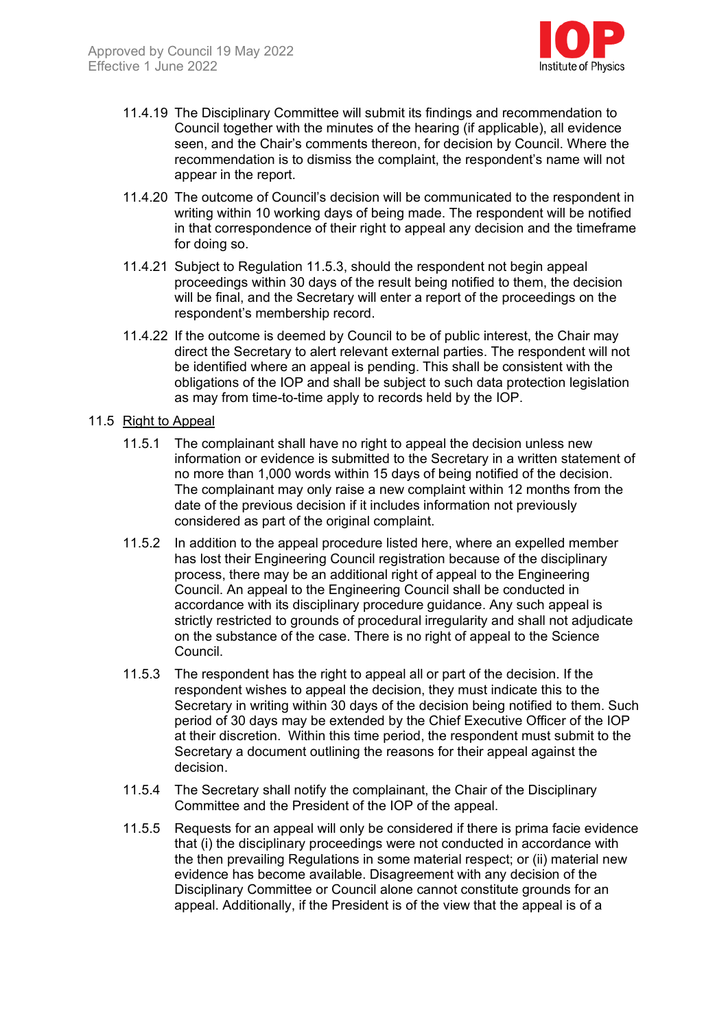11.4.19 The Disciplinary Committee will submit its findings and recommendation to Council together with the minutes of the hearing (if applicable), all evidence seen, and the Chair's comments thereon, for decision by Council. Where the recommendation is to dismiss the complaint, the respondent's name will not appear in the report.

11.4.20 The outcome of Council's decision will be communicated to the respondent in writing within 10 working days of being made. The respondent will be notified in that correspondence of their right to appeal any decision and the timeframe for doing so.

11.4.21 Subject to Regulation 11.5.3, should the respondent not begin appeal proceedings within 30 days of the result being notified to them, the decision will be final, and the Secretary will enter a report of the proceedings on the respondent's membership record.

11.4.22 If the outcome is deemed by Council to be of public interest, the Chair may direct the Secretary to alert relevant external parties. The respondent will not be identified where an appeal is pending. This shall be consistent with the obligations of the IOP and shall be subject to such data protection legislation as may from time-to-time apply to records held by the IOP.

11.5 <u>Right to Appeal</u>

11.5.1 The complainant shall have no right to appeal the decision unless new information or evidence is submitted to the Secretary in a written statement of no more than 1,000 words within 15 days of being notified of the decision. The complainant may only raise a new complaint within 12 months from the date of the previous decision if it includes information not previously considered as part of the original complaint.

11.5.2 In addition to the appeal procedure listed here, where an expelled member has lost their Engineering Council registration because of the disciplinary process, there may be an additional right of appeal to the Engineering Council. An appeal to the Engineering Council shall be conducted in accordance with its disciplinary procedure guidance. Any such appeal is strictly restricted to grounds of procedural irregularity and shall not adjudicate on the substance of the case. There is no right of appeal to the Science Council.

11.5.3 The respondent has the right to appeal all or part of the decision. If the respondent wishes to appeal the decision, they must indicate this to the Secretary in writing within 30 days of the decision being notified to them. Such period of 30 days may be extended by the Chief Executive Officer of the IOP at their discretion. Within this time period, the respondent must submit to the Secretary a document outlining the reasons for their appeal against the decision.

11.5.4 The Secretary shall notify the complainant, the Chair of the Disciplinary Committee and the President of the IOP of the appeal.

11.5.5 Requests for an appeal will only be considered if there is prima facie evidence that (i) the disciplinary proceedings were not conducted in accordance with the then prevailing Regulations in some material respect; or (ii) material new evidence has become available. Disagreement with any decision of the Disciplinary Committee or Council alone cannot constitute grounds for an appeal. Additionally, if the President is of the view that the appeal is of a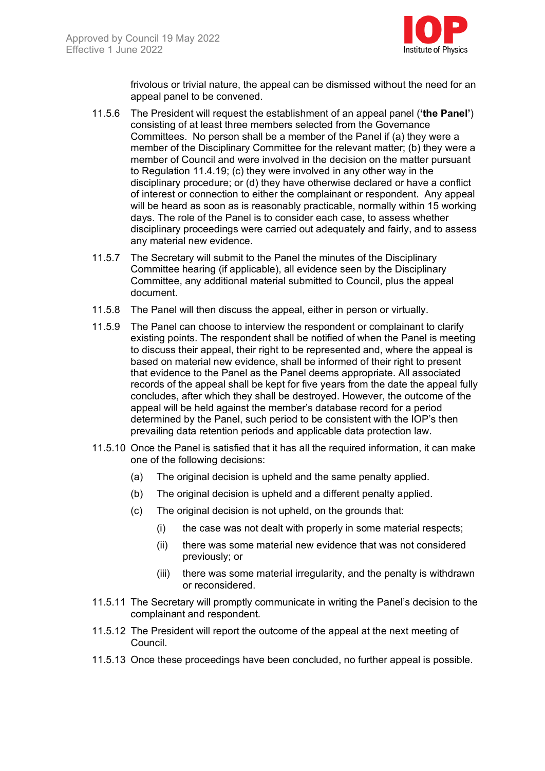frivolous or trivial nature, the appeal can be dismissed without the need for an appeal panel to be convened.

11.5.6 The President will request the establishment of an appeal panel (**'the Panel'**) consisting of at least three members selected from the Governance Committees. No person shall be a member of the Panel if (a) they were a member of the Disciplinary Committee for the relevant matter; (b) they were a member of Council and were involved in the decision on the matter pursuant to Regulation 11.4.19; (c) they were involved in any other way in the disciplinary procedure; or (d) they have otherwise declared or have a conflict of interest or connection to either the complainant or respondent. Any appeal will be heard as soon as is reasonably practicable, normally within 15 working days. The role of the Panel is to consider each case, to assess whether disciplinary proceedings were carried out adequately and fairly, and to assess any material new evidence.

11.5.7 The Secretary will submit to the Panel the minutes of the Disciplinary Committee hearing (if applicable), all evidence seen by the Disciplinary Committee, any additional material submitted to Council, plus the appeal document.

11.5.8 The Panel will then discuss the appeal, either in person or virtually.

11.5.9 The Panel can choose to interview the respondent or complainant to clarify existing points. The respondent shall be notified of when the Panel is meeting to discuss their appeal, their right to be represented and, where the appeal is based on material new evidence, shall be informed of their right to present that evidence to the Panel as the Panel deems appropriate. All associated records of the appeal shall be kept for five years from the date the appeal fully concludes, after which they shall be destroyed. However, the outcome of the appeal will be held against the member's database record for a period determined by the Panel, such period to be consistent with the IOP's then prevailing data retention periods and applicable data protection law.

11.5.10 Once the Panel is satisfied that it has all the required information, it can make one of the following decisions:

- (a) The original decision is upheld and the same penalty applied.
- (b) The original decision is upheld and a different penalty applied.
- (c) The original decision is not upheld, on the grounds that:
  - (i) the case was not dealt with properly in some material respects;
  - (ii) there was some material new evidence that was not considered previously; or
  - (iii) there was some material irregularity, and the penalty is withdrawn or reconsidered.

11.5.11 The Secretary will promptly communicate in writing the Panel's decision to the complainant and respondent.

11.5.12 The President will report the outcome of the appeal at the next meeting of Council.

11.5.13 Once these proceedings have been concluded, no further appeal is possible.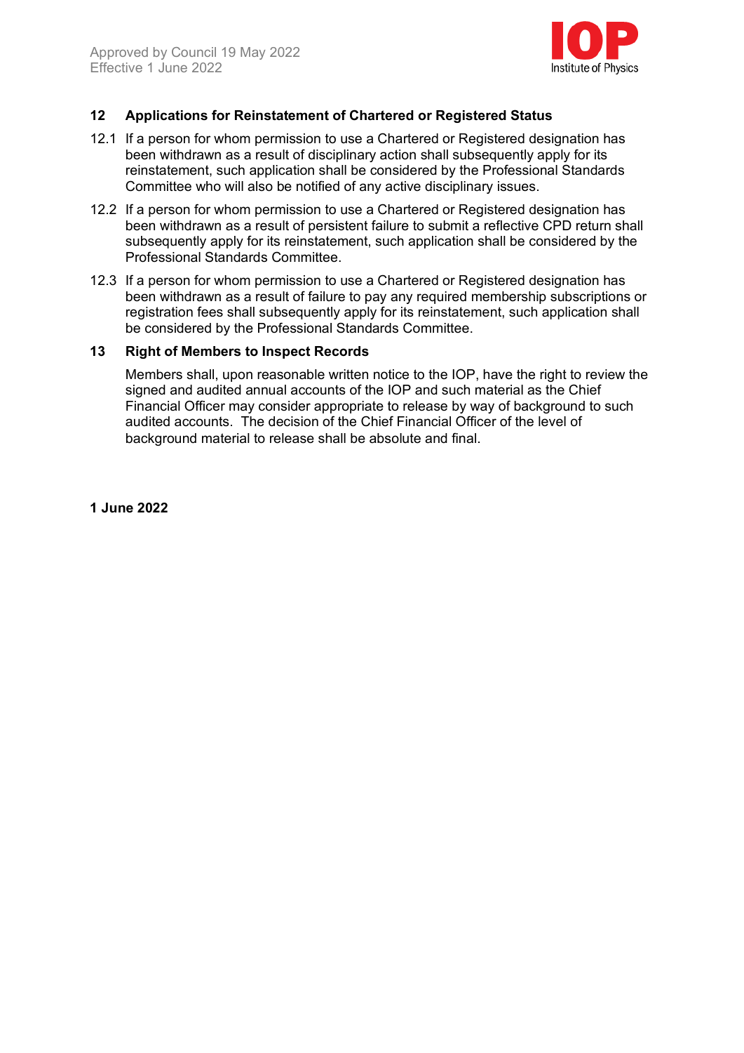## 12 Applications for Reinstatement of Chartered or Registered Status

12.1 If a person for whom permission to use a Chartered or Registered designation has been withdrawn as a result of disciplinary action shall subsequently apply for its reinstatement, such application shall be considered by the Professional Standards Committee who will also be notified of any active disciplinary issues.

12.2 If a person for whom permission to use a Chartered or Registered designation has been withdrawn as a result of persistent failure to submit a reflective CPD return shall subsequently apply for its reinstatement, such application shall be considered by the Professional Standards Committee.

12.3 If a person for whom permission to use a Chartered or Registered designation has been withdrawn as a result of failure to pay any required membership subscriptions or registration fees shall subsequently apply for its reinstatement, such application shall be considered by the Professional Standards Committee.

## 13 Right of Members to Inspect Records

Members shall, upon reasonable written notice to the IOP, have the right to review the signed and audited annual accounts of the IOP and such material as the Chief Financial Officer may consider appropriate to release by way of background to such audited accounts. The decision of the Chief Financial Officer of the level of background material to release shall be absolute and final.

**1 June 2022**